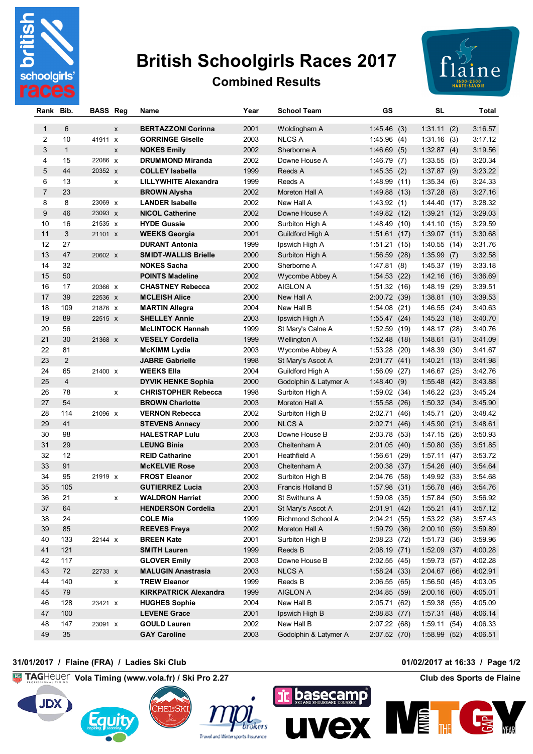# British Schoolgirls Races 2017

## Combined Results

| Rank | Bib. | BASS | Reg | Name | Year | School Team | GS | SL | Total |
|---|---|---|---|---|---|---|---|---|---|
| 1 | 6 | | x | **BERTAZZONI Corinna** | 2001 | Woldingham A | 1:45.46 (3) | 1:31.11 (2) | 3:16.57 |
| 2 | 10 | 41911 | x | **GORRINGE Giselle** | 2003 | NLCS A | 1:45.96 (4) | 1:31.16 (3) | 3:17.12 |
| 3 | 1 | | x | **NOKES Emily** | 2002 | Sherborne A | 1:46.69 (5) | 1:32.87 (4) | 3:19.56 |
| 4 | 15 | 22086 | x | **DRUMMOND Miranda** | 2002 | Downe House A | 1:46.79 (7) | 1:33.55 (5) | 3:20.34 |
| 5 | 44 | 20352 | x | **COLLEY Isabella** | 1999 | Reeds A | 1:45.35 (2) | 1:37.87 (9) | 3:23.22 |
| 6 | 13 | | x | **LILLYWHITE Alexandra** | 1999 | Reeds A | 1:48.99 (11) | 1:35.34 (6) | 3:24.33 |
| 7 | 23 | | | **BROWN Alysha** | 2002 | Moreton Hall A | 1:49.88 (13) | 1:37.28 (8) | 3:27.16 |
| 8 | 8 | 23069 | x | **LANDER Isabelle** | 2002 | New Hall A | 1:43.92 (1) | 1:44.40 (17) | 3:28.32 |
| 9 | 46 | 23093 | x | **NICOL Catherine** | 2002 | Downe House A | 1:49.82 (12) | 1:39.21 (12) | 3:29.03 |
| 10 | 16 | 21535 | x | **HYDE Gussie** | 2000 | Surbiton High A | 1:48.49 (10) | 1:41.10 (15) | 3:29.59 |
| 11 | 3 | 21101 | x | **WEEKS Georgia** | 2001 | Guildford High A | 1:51.61 (17) | 1:39.07 (11) | 3:30.68 |
| 12 | 27 | | | **DURANT Antonia** | 1999 | Ipswich High A | 1:51.21 (15) | 1:40.55 (14) | 3:31.76 |
| 13 | 47 | 20602 | x | **SMIDT-WALLIS Brielle** | 2000 | Surbiton High A | 1:56.59 (28) | 1:35.99 (7) | 3:32.58 |
| 14 | 32 | | | **NOKES Sacha** | 2000 | Sherborne A | 1:47.81 (8) | 1:45.37 (19) | 3:33.18 |
| 15 | 50 | | | **POINTS Madeline** | 2002 | Wycombe Abbey A | 1:54.53 (22) | 1:42.16 (16) | 3:36.69 |
| 16 | 17 | 20366 | x | **CHASTNEY Rebecca** | 2002 | AIGLON A | 1:51.32 (16) | 1:48.19 (29) | 3:39.51 |
| 17 | 39 | 22536 | x | **MCLEISH Alice** | 2000 | New Hall A | 2:00.72 (39) | 1:38.81 (10) | 3:39.53 |
| 18 | 109 | 21876 | x | **MARTIN Allegra** | 2004 | New Hall B | 1:54.08 (21) | 1:46.55 (24) | 3:40.63 |
| 19 | 89 | 22515 | x | **SHELLEY Annie** | 2003 | Ipswich High A | 1:55.47 (24) | 1:45.23 (18) | 3:40.70 |
| 20 | 56 | | | **McLINTOCK Hannah** | 1999 | St Mary's Calne A | 1:52.59 (19) | 1:48.17 (28) | 3:40.76 |
| 21 | 30 | 21368 | x | **VESELY Cordelia** | 1999 | Wellington A | 1:52.48 (18) | 1:48.61 (31) | 3:41.09 |
| 22 | 81 | | | **McKIMM Lydia** | 2003 | Wycombe Abbey A | 1:53.28 (20) | 1:48.39 (30) | 3:41.67 |
| 23 | 2 | | | **JABRE Gabrielle** | 1998 | St Mary's Ascot A | 2:01.77 (41) | 1:40.21 (13) | 3:41.98 |
| 24 | 65 | 21400 | x | **WEEKS Ella** | 2004 | Guildford High A | 1:56.09 (27) | 1:46.67 (25) | 3:42.76 |
| 25 | 4 | | | **DYVIK HENKE Sophia** | 2000 | Godolphin & Latymer A | 1:48.40 (9) | 1:55.48 (42) | 3:43.88 |
| 26 | 78 | | x | **CHRISTOPHER Rebecca** | 1998 | Surbiton High A | 1:59.02 (34) | 1:46.22 (23) | 3:45.24 |
| 27 | 54 | | | **BROWN Charlotte** | 2003 | Moreton Hall A | 1:55.58 (26) | 1:50.32 (34) | 3:45.90 |
| 28 | 114 | 21096 | x | **VERNON Rebecca** | 2002 | Surbiton High B | 2:02.71 (46) | 1:45.71 (20) | 3:48.42 |
| 29 | 41 | | | **STEVENS Annecy** | 2000 | NLCS A | 2:02.71 (46) | 1:45.90 (21) | 3:48.61 |
| 30 | 98 | | | **HALESTRAP Lulu** | 2003 | Downe House B | 2:03.78 (53) | 1:47.15 (26) | 3:50.93 |
| 31 | 29 | | | **LEUNG Binia** | 2003 | Cheltenham A | 2:01.05 (40) | 1:50.80 (35) | 3:51.85 |
| 32 | 12 | | | **REID Catharine** | 2001 | Heathfield A | 1:56.61 (29) | 1:57.11 (47) | 3:53.72 |
| 33 | 91 | | | **McKELVIE Rose** | 2003 | Cheltenham A | 2:00.38 (37) | 1:54.26 (40) | 3:54.64 |
| 34 | 95 | 21919 | x | **FROST Eleanor** | 2002 | Surbiton High B | 2:04.76 (58) | 1:49.92 (33) | 3:54.68 |
| 35 | 105 | | | **GUTIERREZ Lucia** | 2003 | Francis Holland B | 1:57.98 (31) | 1:56.78 (46) | 3:54.76 |
| 36 | 21 | | x | **WALDRON Harriet** | 2000 | St Swithuns A | 1:59.08 (35) | 1:57.84 (50) | 3:56.92 |
| 37 | 64 | | | **HENDERSON Cordelia** | 2001 | St Mary's Ascot A | 2:01.91 (42) | 1:55.21 (41) | 3:57.12 |
| 38 | 24 | | | **COLE Mia** | 1999 | Richmond School A | 2:04.21 (55) | 1:53.22 (38) | 3:57.43 |
| 39 | 85 | | | **REEVES Freya** | 2002 | Moreton Hall A | 1:59.79 (36) | 2:00.10 (59) | 3:59.89 |
| 40 | 133 | 22144 | x | **BREEN Kate** | 2001 | Surbiton High B | 2:08.23 (72) | 1:51.73 (36) | 3:59.96 |
| 41 | 121 | | | **SMITH Lauren** | 1999 | Reeds B | 2:08.19 (71) | 1:52.09 (37) | 4:00.28 |
| 42 | 117 | | | **GLOVER Emily** | 2003 | Downe House B | 2:02.55 (45) | 1:59.73 (57) | 4:02.28 |
| 43 | 72 | 22733 | x | **MALUGIN Anastrasia** | 2003 | NLCS A | 1:58.24 (33) | 2:04.67 (66) | 4:02.91 |
| 44 | 140 | | x | **TREW Eleanor** | 1999 | Reeds B | 2:06.55 (65) | 1:56.50 (45) | 4:03.05 |
| 45 | 79 | | | **KIRKPATRICK Alexandra** | 1999 | AIGLON A | 2:04.85 (59) | 2:00.16 (60) | 4:05.01 |
| 46 | 128 | 23421 | x | **HUGHES Sophie** | 2004 | New Hall B | 2:05.71 (62) | 1:59.38 (55) | 4:05.09 |
| 47 | 100 | | | **LEVENE Grace** | 2001 | Ipswich High B | 2:08.83 (77) | 1:57.31 (48) | 4:06.14 |
| 48 | 147 | 23091 | x | **GOULD Lauren** | 2002 | New Hall B | 2:07.22 (68) | 1:59.11 (54) | 4:06.33 |
| 49 | 35 | | | **GAY Caroline** | 2003 | Godolphin & Latymer A | 2:07.52 (70) | 1:58.99 (52) | 4:06.51 |

**31/01/2017 / Flaine (FRA) / Ladies Ski Club** — **01/02/2017 at 16:33**

**Vola Timing (www.vola.fr) / Ski Pro 2.27** — **Club des Sports de Flaine**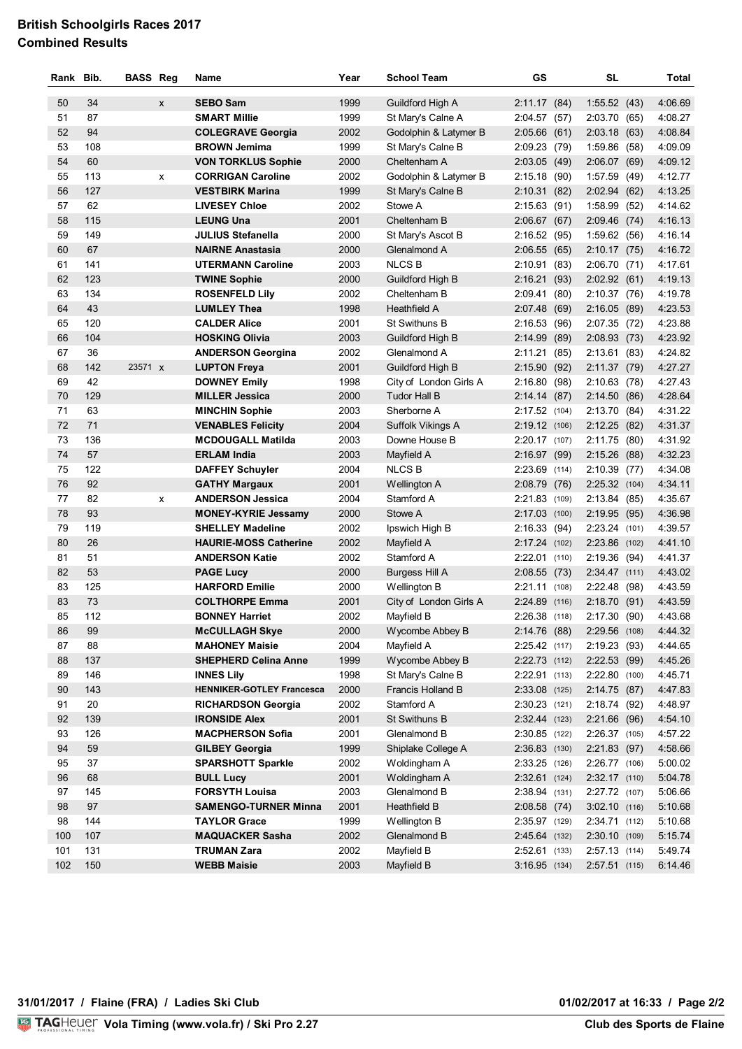# British Schoolgirls Races 2017

## Combined Results

| Rank | Bib. | BASS | Reg | Name | Year | School Team | GS | | SL | | Total |
|---|---|---|---|---|---|---|---|---|---|---|---|
| 50 | 34 | | x | **SEBO Sam** | 1999 | Guildford High A | 2:11.17 | (84) | 1:55.52 | (43) | 4:06.69 |
| 51 | 87 | | | **SMART Millie** | 1999 | St Mary's Calne A | 2:04.57 | (57) | 2:03.70 | (65) | 4:08.27 |
| 52 | 94 | | | **COLEGRAVE Georgia** | 2002 | Godolphin & Latymer B | 2:05.66 | (61) | 2:03.18 | (63) | 4:08.84 |
| 53 | 108 | | | **BROWN Jemima** | 1999 | St Mary's Calne B | 2:09.23 | (79) | 1:59.86 | (58) | 4:09.09 |
| 54 | 60 | | | **VON TORKLUS Sophie** | 2000 | Cheltenham A | 2:03.05 | (49) | 2:06.07 | (69) | 4:09.12 |
| 55 | 113 | | x | **CORRIGAN Caroline** | 2002 | Godolphin & Latymer B | 2:15.18 | (90) | 1:57.59 | (49) | 4:12.77 |
| 56 | 127 | | | **VESTBIRK Marina** | 1999 | St Mary's Calne B | 2:10.31 | (82) | 2:02.94 | (62) | 4:13.25 |
| 57 | 62 | | | **LIVESEY Chloe** | 2002 | Stowe A | 2:15.63 | (91) | 1:58.99 | (52) | 4:14.62 |
| 58 | 115 | | | **LEUNG Una** | 2001 | Cheltenham B | 2:06.67 | (67) | 2:09.46 | (74) | 4:16.13 |
| 59 | 149 | | | **JULIUS Stefanella** | 2000 | St Mary's Ascot B | 2:16.52 | (95) | 1:59.62 | (56) | 4:16.14 |
| 60 | 67 | | | **NAIRNE Anastasia** | 2000 | Glenalmond A | 2:06.55 | (65) | 2:10.17 | (75) | 4:16.72 |
| 61 | 141 | | | **UTERMANN Caroline** | 2003 | NLCS B | 2:10.91 | (83) | 2:06.70 | (71) | 4:17.61 |
| 62 | 123 | | | **TWINE Sophie** | 2000 | Guildford High B | 2:16.21 | (93) | 2:02.92 | (61) | 4:19.13 |
| 63 | 134 | | | **ROSENFELD Lily** | 2002 | Cheltenham B | 2:09.41 | (80) | 2:10.37 | (76) | 4:19.78 |
| 64 | 43 | | | **LUMLEY Thea** | 1998 | Heathfield A | 2:07.48 | (69) | 2:16.05 | (89) | 4:23.53 |
| 65 | 120 | | | **CALDER Alice** | 2001 | St Swithuns B | 2:16.53 | (96) | 2:07.35 | (72) | 4:23.88 |
| 66 | 104 | | | **HOSKING Olivia** | 2003 | Guildford High B | 2:14.99 | (89) | 2:08.93 | (73) | 4:23.92 |
| 67 | 36 | | | **ANDERSON Georgina** | 2002 | Glenalmond A | 2:11.21 | (85) | 2:13.61 | (83) | 4:24.82 |
| 68 | 142 | 23571 | x | **LUPTON Freya** | 2001 | Guildford High B | 2:15.90 | (92) | 2:11.37 | (79) | 4:27.27 |
| 69 | 42 | | | **DOWNEY Emily** | 1998 | City of London Girls A | 2:16.80 | (98) | 2:10.63 | (78) | 4:27.43 |
| 70 | 129 | | | **MILLER Jessica** | 2000 | Tudor Hall B | 2:14.14 | (87) | 2:14.50 | (86) | 4:28.64 |
| 71 | 63 | | | **MINCHIN Sophie** | 2003 | Sherborne A | 2:17.52 | (104) | 2:13.70 | (84) | 4:31.22 |
| 72 | 71 | | | **VENABLES Felicity** | 2004 | Suffolk Vikings A | 2:19.12 | (106) | 2:12.25 | (82) | 4:31.37 |
| 73 | 136 | | | **MCDOUGALL Matilda** | 2003 | Downe House B | 2:20.17 | (107) | 2:11.75 | (80) | 4:31.92 |
| 74 | 57 | | | **ERLAM India** | 2003 | Mayfield A | 2:16.97 | (99) | 2:15.26 | (88) | 4:32.23 |
| 75 | 122 | | | **DAFFEY Schuyler** | 2004 | NLCS B | 2:23.69 | (114) | 2:10.39 | (77) | 4:34.08 |
| 76 | 92 | | | **GATHY Margaux** | 2001 | Wellington A | 2:08.79 | (76) | 2:25.32 | (104) | 4:34.11 |
| 77 | 82 | | x | **ANDERSON Jessica** | 2004 | Stamford A | 2:21.83 | (109) | 2:13.84 | (85) | 4:35.67 |
| 78 | 93 | | | **MONEY-KYRIE Jessamy** | 2000 | Stowe A | 2:17.03 | (100) | 2:19.95 | (95) | 4:36.98 |
| 79 | 119 | | | **SHELLEY Madeline** | 2002 | Ipswich High B | 2:16.33 | (94) | 2:23.24 | (101) | 4:39.57 |
| 80 | 26 | | | **HAURIE-MOSS Catherine** | 2002 | Mayfield A | 2:17.24 | (102) | 2:23.86 | (102) | 4:41.10 |
| 81 | 51 | | | **ANDERSON Katie** | 2002 | Stamford A | 2:22.01 | (110) | 2:19.36 | (94) | 4:41.37 |
| 82 | 53 | | | **PAGE Lucy** | 2000 | Burgess Hill A | 2:08.55 | (73) | 2:34.47 | (111) | 4:43.02 |
| 83 | 125 | | | **HARFORD Emilie** | 2000 | Wellington B | 2:21.11 | (108) | 2:22.48 | (98) | 4:43.59 |
| 83 | 73 | | | **COLTHORPE Emma** | 2001 | City of London Girls A | 2:24.89 | (116) | 2:18.70 | (91) | 4:43.59 |
| 85 | 112 | | | **BONNEY Harriet** | 2002 | Mayfield B | 2:26.38 | (118) | 2:17.30 | (90) | 4:43.68 |
| 86 | 99 | | | **McCULLAGH Skye** | 2000 | Wycombe Abbey B | 2:14.76 | (88) | 2:29.56 | (108) | 4:44.32 |
| 87 | 88 | | | **MAHONEY Maisie** | 2004 | Mayfield A | 2:25.42 | (117) | 2:19.23 | (93) | 4:44.65 |
| 88 | 137 | | | **SHEPHERD Celina Anne** | 1999 | Wycombe Abbey B | 2:22.73 | (112) | 2:22.53 | (99) | 4:45.26 |
| 89 | 146 | | | **INNES Lily** | 1998 | St Mary's Calne B | 2:22.91 | (113) | 2:22.80 | (100) | 4:45.71 |
| 90 | 143 | | | **HENNIKER-GOTLEY Francesca** | 2000 | Francis Holland B | 2:33.08 | (125) | 2:14.75 | (87) | 4:47.83 |
| 91 | 20 | | | **RICHARDSON Georgia** | 2002 | Stamford A | 2:30.23 | (121) | 2:18.74 | (92) | 4:48.97 |
| 92 | 139 | | | **IRONSIDE Alex** | 2001 | St Swithuns B | 2:32.44 | (123) | 2:21.66 | (96) | 4:54.10 |
| 93 | 126 | | | **MACPHERSON Sofia** | 2001 | Glenalmond B | 2:30.85 | (122) | 2:26.37 | (105) | 4:57.22 |
| 94 | 59 | | | **GILBEY Georgia** | 1999 | Shiplake College A | 2:36.83 | (130) | 2:21.83 | (97) | 4:58.66 |
| 95 | 37 | | | **SPARSHOTT Sparkle** | 2002 | Woldingham A | 2:33.25 | (126) | 2:26.77 | (106) | 5:00.02 |
| 96 | 68 | | | **BULL Lucy** | 2001 | Woldingham A | 2:32.61 | (124) | 2:32.17 | (110) | 5:04.78 |
| 97 | 145 | | | **FORSYTH Louisa** | 2003 | Glenalmond B | 2:38.94 | (131) | 2:27.72 | (107) | 5:06.66 |
| 98 | 97 | | | **SAMENGO-TURNER Minna** | 2001 | Heathfield B | 2:08.58 | (74) | 3:02.10 | (116) | 5:10.68 |
| 98 | 144 | | | **TAYLOR Grace** | 1999 | Wellington B | 2:35.97 | (129) | 2:34.71 | (112) | 5:10.68 |
| 100 | 107 | | | **MAQUACKER Sasha** | 2002 | Glenalmond B | 2:45.64 | (132) | 2:30.10 | (109) | 5:15.74 |
| 101 | 131 | | | **TRUMAN Zara** | 2002 | Mayfield B | 2:52.61 | (133) | 2:57.13 | (114) | 5:49.74 |
| 102 | 150 | | | **WEBB Maisie** | 2003 | Mayfield B | 3:16.95 | (134) | 2:57.51 | (115) | 6:14.46 |

**31/01/2017 / Flaine (FRA) / Ladies Ski Club** **01/02/2017 at 16:33**

**Vola Timing (www.vola.fr) / Ski Pro 2.27** **Club des Sports de Flaine**